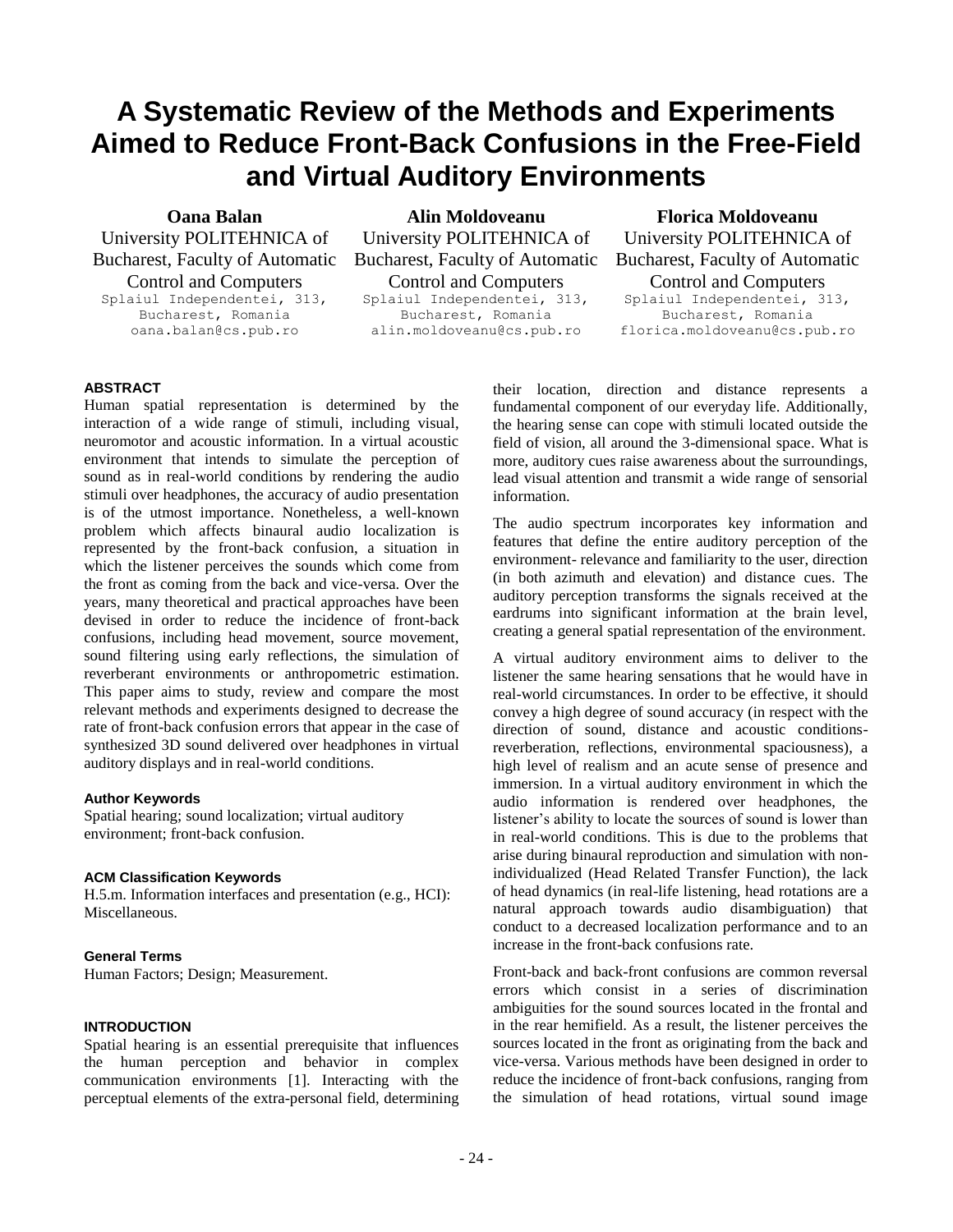# A Systematic Review of the Methods and Experiments Aimed to Reduce Front-Back Confusions in the Free-Field and Virtual Auditory Environments

**Oana Balan**
University POLITEHNICA of Bucharest, Faculty of Automatic Control and Computers
Splaiul Independentei, 313, Bucharest, Romania
oana.balan@cs.pub.ro

**Alin Moldoveanu**
University POLITEHNICA of Bucharest, Faculty of Automatic Control and Computers
Splaiul Independentei, 313, Bucharest, Romania
alin.moldoveanu@cs.pub.ro

**Florica Moldoveanu**
University POLITEHNICA of Bucharest, Faculty of Automatic Control and Computers
Splaiul Independentei, 313, Bucharest, Romania
florica.moldoveanu@cs.pub.ro

### ABSTRACT

Human spatial representation is determined by the interaction of a wide range of stimuli, including visual, neuromotor and acoustic information. In a virtual acoustic environment that intends to simulate the perception of sound as in real-world conditions by rendering the audio stimuli over headphones, the accuracy of audio presentation is of the utmost importance. Nonetheless, a well-known problem which affects binaural audio localization is represented by the front-back confusion, a situation in which the listener perceives the sounds which come from the front as coming from the back and vice-versa. Over the years, many theoretical and practical approaches have been devised in order to reduce the incidence of front-back confusions, including head movement, source movement, sound filtering using early reflections, the simulation of reverberant environments or anthropometric estimation. This paper aims to study, review and compare the most relevant methods and experiments designed to decrease the rate of front-back confusion errors that appear in the case of synthesized 3D sound delivered over headphones in virtual auditory displays and in real-world conditions.

#### Author Keywords

Spatial hearing; sound localization; virtual auditory environment; front-back confusion.

#### ACM Classification Keywords

H.5.m. Information interfaces and presentation (e.g., HCI): Miscellaneous.

#### General Terms

Human Factors; Design; Measurement.

### INTRODUCTION

Spatial hearing is an essential prerequisite that influences the human perception and behavior in complex communication environments [1]. Interacting with the perceptual elements of the extra-personal field, determining their location, direction and distance represents a fundamental component of our everyday life. Additionally, the hearing sense can cope with stimuli located outside the field of vision, all around the 3-dimensional space. What is more, auditory cues raise awareness about the surroundings, lead visual attention and transmit a wide range of sensorial information.

The audio spectrum incorporates key information and features that define the entire auditory perception of the environment- relevance and familiarity to the user, direction (in both azimuth and elevation) and distance cues. The auditory perception transforms the signals received at the eardrums into significant information at the brain level, creating a general spatial representation of the environment.

A virtual auditory environment aims to deliver to the listener the same hearing sensations that he would have in real-world circumstances. In order to be effective, it should convey a high degree of sound accuracy (in respect with the direction of sound, distance and acoustic conditions- reverberation, reflections, environmental spaciousness), a high level of realism and an acute sense of presence and immersion. In a virtual auditory environment in which the audio information is rendered over headphones, the listener's ability to locate the sources of sound is lower than in real-world conditions. This is due to the problems that arise during binaural reproduction and simulation with non-individualized (Head Related Transfer Function), the lack of head dynamics (in real-life listening, head rotations are a natural approach towards audio disambiguation) that conduct to a decreased localization performance and to an increase in the front-back confusions rate.

Front-back and back-front confusions are common reversal errors which consist in a series of discrimination ambiguities for the sound sources located in the frontal and in the rear hemifield. As a result, the listener perceives the sources located in the front as originating from the back and vice-versa. Various methods have been designed in order to reduce the incidence of front-back confusions, ranging from the simulation of head rotations, virtual sound image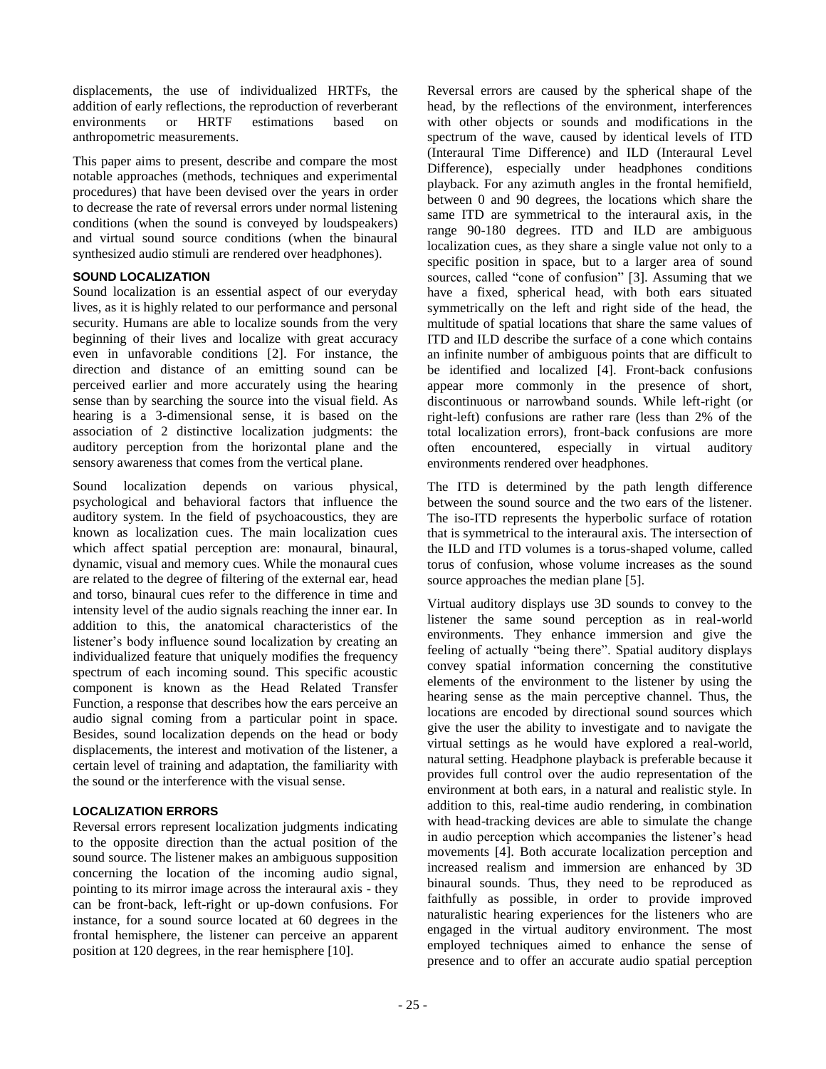displacements, the use of individualized HRTFs, the addition of early reflections, the reproduction of reverberant environments or HRTF estimations based on anthropometric measurements.

This paper aims to present, describe and compare the most notable approaches (methods, techniques and experimental procedures) that have been devised over the years in order to decrease the rate of reversal errors under normal listening conditions (when the sound is conveyed by loudspeakers) and virtual sound source conditions (when the binaural synthesized audio stimuli are rendered over headphones).

## SOUND LOCALIZATION

Sound localization is an essential aspect of our everyday lives, as it is highly related to our performance and personal security. Humans are able to localize sounds from the very beginning of their lives and localize with great accuracy even in unfavorable conditions [2]. For instance, the direction and distance of an emitting sound can be perceived earlier and more accurately using the hearing sense than by searching the source into the visual field. As hearing is a 3-dimensional sense, it is based on the association of 2 distinctive localization judgments: the auditory perception from the horizontal plane and the sensory awareness that comes from the vertical plane.

Sound localization depends on various physical, psychological and behavioral factors that influence the auditory system. In the field of psychoacoustics, they are known as localization cues. The main localization cues which affect spatial perception are: monaural, binaural, dynamic, visual and memory cues. While the monaural cues are related to the degree of filtering of the external ear, head and torso, binaural cues refer to the difference in time and intensity level of the audio signals reaching the inner ear. In addition to this, the anatomical characteristics of the listener's body influence sound localization by creating an individualized feature that uniquely modifies the frequency spectrum of each incoming sound. This specific acoustic component is known as the Head Related Transfer Function, a response that describes how the ears perceive an audio signal coming from a particular point in space. Besides, sound localization depends on the head or body displacements, the interest and motivation of the listener, a certain level of training and adaptation, the familiarity with the sound or the interference with the visual sense.

## LOCALIZATION ERRORS

Reversal errors represent localization judgments indicating to the opposite direction than the actual position of the sound source. The listener makes an ambiguous supposition concerning the location of the incoming audio signal, pointing to its mirror image across the interaural axis - they can be front-back, left-right or up-down confusions. For instance, for a sound source located at 60 degrees in the frontal hemisphere, the listener can perceive an apparent position at 120 degrees, in the rear hemisphere [10].

Reversal errors are caused by the spherical shape of the head, by the reflections of the environment, interferences with other objects or sounds and modifications in the spectrum of the wave, caused by identical levels of ITD (Interaural Time Difference) and ILD (Interaural Level Difference), especially under headphones conditions playback. For any azimuth angles in the frontal hemifield, between 0 and 90 degrees, the locations which share the same ITD are symmetrical to the interaural axis, in the range 90-180 degrees. ITD and ILD are ambiguous localization cues, as they share a single value not only to a specific position in space, but to a larger area of sound sources, called "cone of confusion" [3]. Assuming that we have a fixed, spherical head, with both ears situated symmetrically on the left and right side of the head, the multitude of spatial locations that share the same values of ITD and ILD describe the surface of a cone which contains an infinite number of ambiguous points that are difficult to be identified and localized [4]. Front-back confusions appear more commonly in the presence of short, discontinuous or narrowband sounds. While left-right (or right-left) confusions are rather rare (less than 2% of the total localization errors), front-back confusions are more often encountered, especially in virtual auditory environments rendered over headphones.

The ITD is determined by the path length difference between the sound source and the two ears of the listener. The iso-ITD represents the hyperbolic surface of rotation that is symmetrical to the interaural axis. The intersection of the ILD and ITD volumes is a torus-shaped volume, called torus of confusion, whose volume increases as the sound source approaches the median plane [5].

Virtual auditory displays use 3D sounds to convey to the listener the same sound perception as in real-world environments. They enhance immersion and give the feeling of actually "being there". Spatial auditory displays convey spatial information concerning the constitutive elements of the environment to the listener by using the hearing sense as the main perceptive channel. Thus, the locations are encoded by directional sound sources which give the user the ability to investigate and to navigate the virtual settings as he would have explored a real-world, natural setting. Headphone playback is preferable because it provides full control over the audio representation of the environment at both ears, in a natural and realistic style. In addition to this, real-time audio rendering, in combination with head-tracking devices are able to simulate the change in audio perception which accompanies the listener's head movements [4]. Both accurate localization perception and increased realism and immersion are enhanced by 3D binaural sounds. Thus, they need to be reproduced as faithfully as possible, in order to provide improved naturalistic hearing experiences for the listeners who are engaged in the virtual auditory environment. The most employed techniques aimed to enhance the sense of presence and to offer an accurate audio spatial perception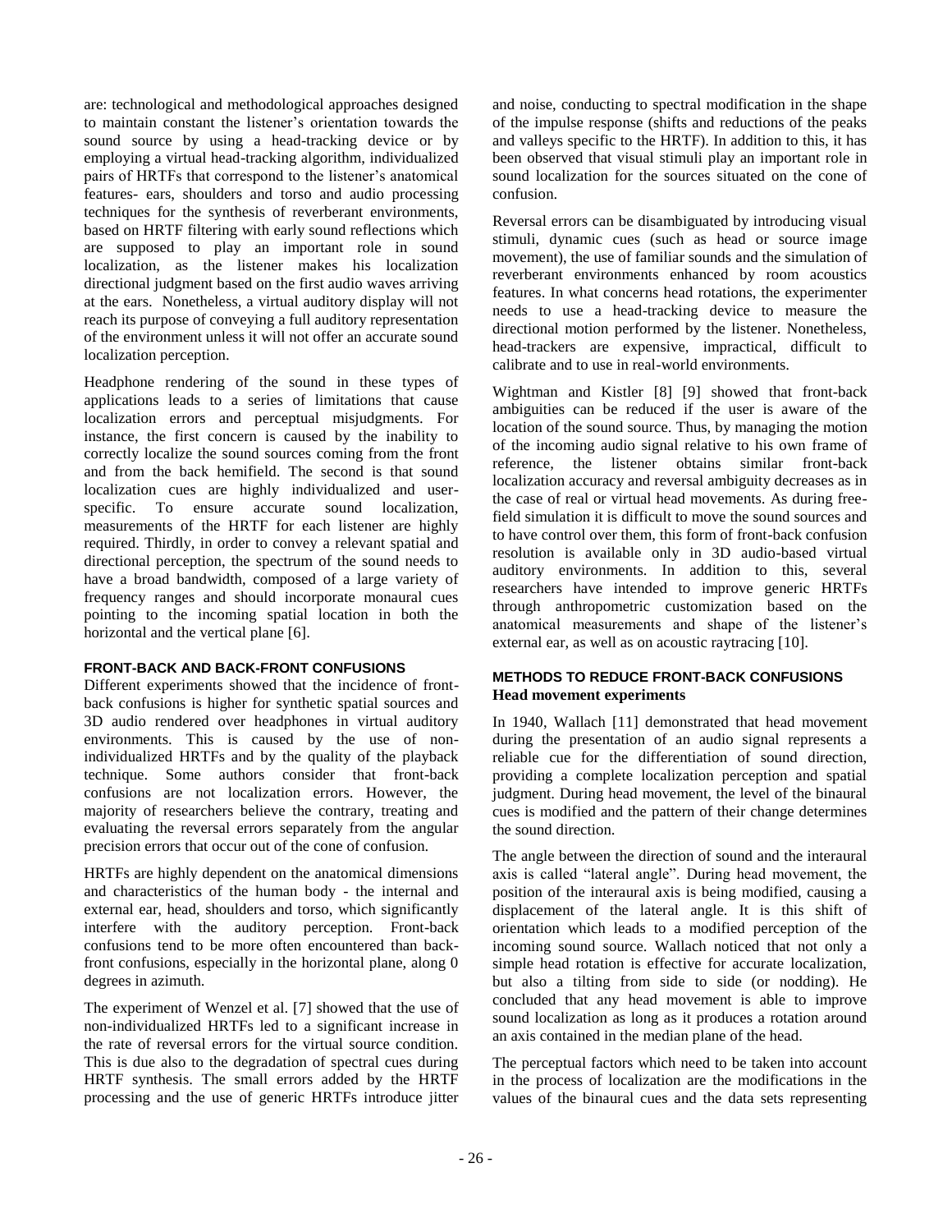are: technological and methodological approaches designed to maintain constant the listener's orientation towards the sound source by using a head-tracking device or by employing a virtual head-tracking algorithm, individualized pairs of HRTFs that correspond to the listener's anatomical features- ears, shoulders and torso and audio processing techniques for the synthesis of reverberant environments, based on HRTF filtering with early sound reflections which are supposed to play an important role in sound localization, as the listener makes his localization directional judgment based on the first audio waves arriving at the ears. Nonetheless, a virtual auditory display will not reach its purpose of conveying a full auditory representation of the environment unless it will not offer an accurate sound localization perception.

Headphone rendering of the sound in these types of applications leads to a series of limitations that cause localization errors and perceptual misjudgments. For instance, the first concern is caused by the inability to correctly localize the sound sources coming from the front and from the back hemifield. The second is that sound localization cues are highly individualized and user-specific. To ensure accurate sound localization, measurements of the HRTF for each listener are highly required. Thirdly, in order to convey a relevant spatial and directional perception, the spectrum of the sound needs to have a broad bandwidth, composed of a large variety of frequency ranges and should incorporate monaural cues pointing to the incoming spatial location in both the horizontal and the vertical plane [6].

### FRONT-BACK AND BACK-FRONT CONFUSIONS

Different experiments showed that the incidence of front-back confusions is higher for synthetic spatial sources and 3D audio rendered over headphones in virtual auditory environments. This is caused by the use of non-individualized HRTFs and by the quality of the playback technique. Some authors consider that front-back confusions are not localization errors. However, the majority of researchers believe the contrary, treating and evaluating the reversal errors separately from the angular precision errors that occur out of the cone of confusion.

HRTFs are highly dependent on the anatomical dimensions and characteristics of the human body - the internal and external ear, head, shoulders and torso, which significantly interfere with the auditory perception. Front-back confusions tend to be more often encountered than back-front confusions, especially in the horizontal plane, along 0 degrees in azimuth.

The experiment of Wenzel et al. [7] showed that the use of non-individualized HRTFs led to a significant increase in the rate of reversal errors for the virtual source condition. This is due also to the degradation of spectral cues during HRTF synthesis. The small errors added by the HRTF processing and the use of generic HRTFs introduce jitter and noise, conducting to spectral modification in the shape of the impulse response (shifts and reductions of the peaks and valleys specific to the HRTF). In addition to this, it has been observed that visual stimuli play an important role in sound localization for the sources situated on the cone of confusion.

Reversal errors can be disambiguated by introducing visual stimuli, dynamic cues (such as head or source image movement), the use of familiar sounds and the simulation of reverberant environments enhanced by room acoustics features. In what concerns head rotations, the experimenter needs to use a head-tracking device to measure the directional motion performed by the listener. Nonetheless, head-trackers are expensive, impractical, difficult to calibrate and to use in real-world environments.

Wightman and Kistler [8] [9] showed that front-back ambiguities can be reduced if the user is aware of the location of the sound source. Thus, by managing the motion of the incoming audio signal relative to his own frame of reference, the listener obtains similar front-back localization accuracy and reversal ambiguity decreases as in the case of real or virtual head movements. As during free-field simulation it is difficult to move the sound sources and to have control over them, this form of front-back confusion resolution is available only in 3D audio-based virtual auditory environments. In addition to this, several researchers have intended to improve generic HRTFs through anthropometric customization based on the anatomical measurements and shape of the listener's external ear, as well as on acoustic raytracing [10].

### METHODS TO REDUCE FRONT-BACK CONFUSIONS

#### Head movement experiments

In 1940, Wallach [11] demonstrated that head movement during the presentation of an audio signal represents a reliable cue for the differentiation of sound direction, providing a complete localization perception and spatial judgment. During head movement, the level of the binaural cues is modified and the pattern of their change determines the sound direction.

The angle between the direction of sound and the interaural axis is called "lateral angle". During head movement, the position of the interaural axis is being modified, causing a displacement of the lateral angle. It is this shift of orientation which leads to a modified perception of the incoming sound source. Wallach noticed that not only a simple head rotation is effective for accurate localization, but also a tilting from side to side (or nodding). He concluded that any head movement is able to improve sound localization as long as it produces a rotation around an axis contained in the median plane of the head.

The perceptual factors which need to be taken into account in the process of localization are the modifications in the values of the binaural cues and the data sets representing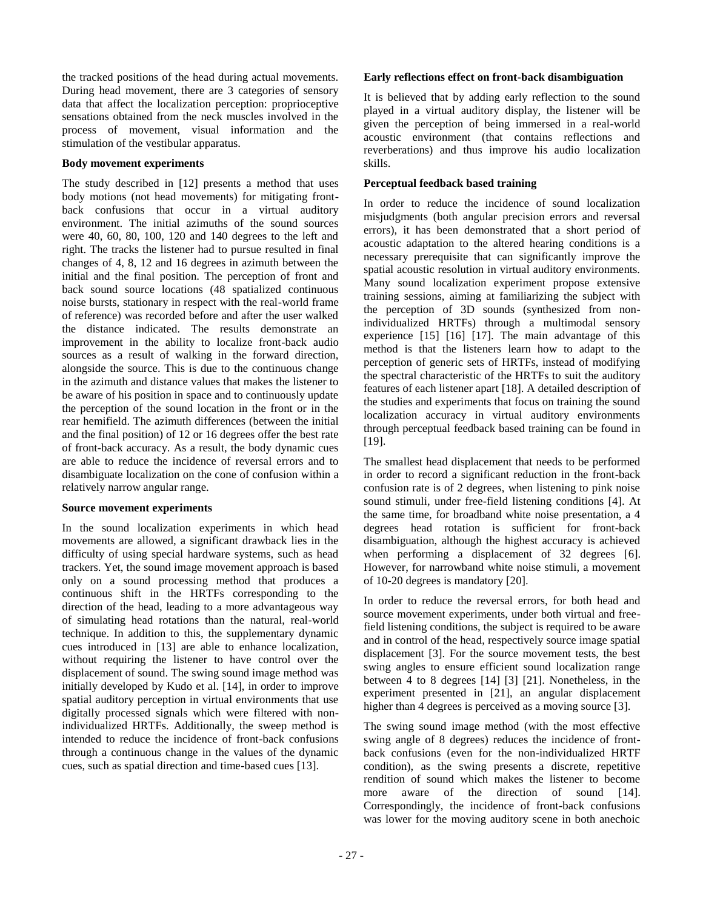the tracked positions of the head during actual movements. During head movement, there are 3 categories of sensory data that affect the localization perception: proprioceptive sensations obtained from the neck muscles involved in the process of movement, visual information and the stimulation of the vestibular apparatus.

**Body movement experiments**

The study described in [12] presents a method that uses body motions (not head movements) for mitigating front-back confusions that occur in a virtual auditory environment. The initial azimuths of the sound sources were 40, 60, 80, 100, 120 and 140 degrees to the left and right. The tracks the listener had to pursue resulted in final changes of 4, 8, 12 and 16 degrees in azimuth between the initial and the final position. The perception of front and back sound source locations (48 spatialized continuous noise bursts, stationary in respect with the real-world frame of reference) was recorded before and after the user walked the distance indicated. The results demonstrate an improvement in the ability to localize front-back audio sources as a result of walking in the forward direction, alongside the source. This is due to the continuous change in the azimuth and distance values that makes the listener to be aware of his position in space and to continuously update the perception of the sound location in the front or in the rear hemifield. The azimuth differences (between the initial and the final position) of 12 or 16 degrees offer the best rate of front-back accuracy. As a result, the body dynamic cues are able to reduce the incidence of reversal errors and to disambiguate localization on the cone of confusion within a relatively narrow angular range.

**Source movement experiments**

In the sound localization experiments in which head movements are allowed, a significant drawback lies in the difficulty of using special hardware systems, such as head trackers. Yet, the sound image movement approach is based only on a sound processing method that produces a continuous shift in the HRTFs corresponding to the direction of the head, leading to a more advantageous way of simulating head rotations than the natural, real-world technique. In addition to this, the supplementary dynamic cues introduced in [13] are able to enhance localization, without requiring the listener to have control over the displacement of sound. The swing sound image method was initially developed by Kudo et al. [14], in order to improve spatial auditory perception in virtual environments that use digitally processed signals which were filtered with non-individualized HRTFs. Additionally, the sweep method is intended to reduce the incidence of front-back confusions through a continuous change in the values of the dynamic cues, such as spatial direction and time-based cues [13].

**Early reflections effect on front-back disambiguation**

It is believed that by adding early reflection to the sound played in a virtual auditory display, the listener will be given the perception of being immersed in a real-world acoustic environment (that contains reflections and reverberations) and thus improve his audio localization skills.

**Perceptual feedback based training**

In order to reduce the incidence of sound localization misjudgments (both angular precision errors and reversal errors), it has been demonstrated that a short period of acoustic adaptation to the altered hearing conditions is a necessary prerequisite that can significantly improve the spatial acoustic resolution in virtual auditory environments. Many sound localization experiment propose extensive training sessions, aiming at familiarizing the subject with the perception of 3D sounds (synthesized from non-individualized HRTFs) through a multimodal sensory experience [15] [16] [17]. The main advantage of this method is that the listeners learn how to adapt to the perception of generic sets of HRTFs, instead of modifying the spectral characteristic of the HRTFs to suit the auditory features of each listener apart [18]. A detailed description of the studies and experiments that focus on training the sound localization accuracy in virtual auditory environments through perceptual feedback based training can be found in [19].

The smallest head displacement that needs to be performed in order to record a significant reduction in the front-back confusion rate is of 2 degrees, when listening to pink noise sound stimuli, under free-field listening conditions [4]. At the same time, for broadband white noise presentation, a 4 degrees head rotation is sufficient for front-back disambiguation, although the highest accuracy is achieved when performing a displacement of 32 degrees [6]. However, for narrowband white noise stimuli, a movement of 10-20 degrees is mandatory [20].

In order to reduce the reversal errors, for both head and source movement experiments, under both virtual and free-field listening conditions, the subject is required to be aware and in control of the head, respectively source image spatial displacement [3]. For the source movement tests, the best swing angles to ensure efficient sound localization range between 4 to 8 degrees [14] [3] [21]. Nonetheless, in the experiment presented in [21], an angular displacement higher than 4 degrees is perceived as a moving source [3].

The swing sound image method (with the most effective swing angle of 8 degrees) reduces the incidence of front-back confusions (even for the non-individualized HRTF condition), as the swing presents a discrete, repetitive rendition of sound which makes the listener to become more aware of the direction of sound [14]. Correspondingly, the incidence of front-back confusions was lower for the moving auditory scene in both anechoic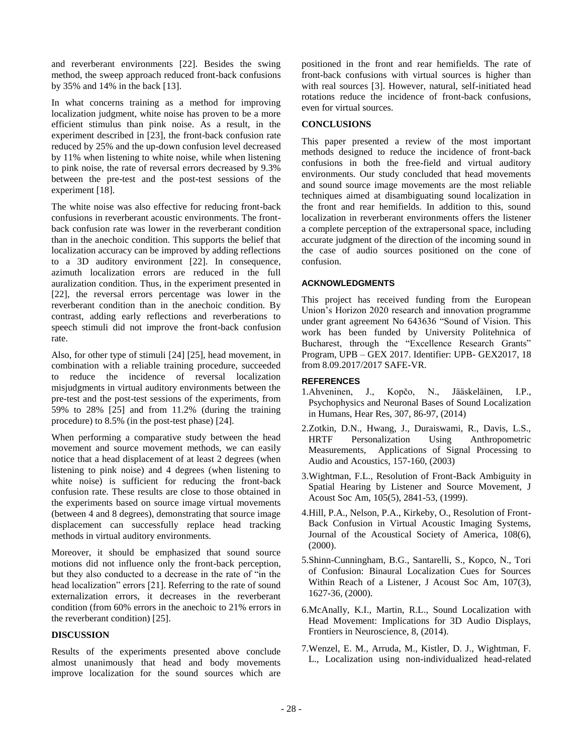and reverberant environments [22]. Besides the swing method, the sweep approach reduced front-back confusions by 35% and 14% in the back [13].

In what concerns training as a method for improving localization judgment, white noise has proven to be a more efficient stimulus than pink noise. As a result, in the experiment described in [23], the front-back confusion rate reduced by 25% and the up-down confusion level decreased by 11% when listening to white noise, while when listening to pink noise, the rate of reversal errors decreased by 9.3% between the pre-test and the post-test sessions of the experiment [18].

The white noise was also effective for reducing front-back confusions in reverberant acoustic environments. The front-back confusion rate was lower in the reverberant condition than in the anechoic condition. This supports the belief that localization accuracy can be improved by adding reflections to a 3D auditory environment [22]. In consequence, azimuth localization errors are reduced in the full auralization condition. Thus, in the experiment presented in [22], the reversal errors percentage was lower in the reverberant condition than in the anechoic condition. By contrast, adding early reflections and reverberations to speech stimuli did not improve the front-back confusion rate.

Also, for other type of stimuli [24] [25], head movement, in combination with a reliable training procedure, succeeded to reduce the incidence of reversal localization misjudgments in virtual auditory environments between the pre-test and the post-test sessions of the experiments, from 59% to 28% [25] and from 11.2% (during the training procedure) to 8.5% (in the post-test phase) [24].

When performing a comparative study between the head movement and source movement methods, we can easily notice that a head displacement of at least 2 degrees (when listening to pink noise) and 4 degrees (when listening to white noise) is sufficient for reducing the front-back confusion rate. These results are close to those obtained in the experiments based on source image virtual movements (between 4 and 8 degrees), demonstrating that source image displacement can successfully replace head tracking methods in virtual auditory environments.

Moreover, it should be emphasized that sound source motions did not influence only the front-back perception, but they also conducted to a decrease in the rate of "in the head localization" errors [21]. Referring to the rate of sound externalization errors, it decreases in the reverberant condition (from 60% errors in the anechoic to 21% errors in the reverberant condition) [25].

## DISCUSSION

Results of the experiments presented above conclude almost unanimously that head and body movements improve localization for the sound sources which are positioned in the front and rear hemifields. The rate of front-back confusions with virtual sources is higher than with real sources [3]. However, natural, self-initiated head rotations reduce the incidence of front-back confusions, even for virtual sources.

## CONCLUSIONS

This paper presented a review of the most important methods designed to reduce the incidence of front-back confusions in both the free-field and virtual auditory environments. Our study concluded that head movements and sound source image movements are the most reliable techniques aimed at disambiguating sound localization in the front and rear hemifields. In addition to this, sound localization in reverberant environments offers the listener a complete perception of the extrapersonal space, including accurate judgment of the direction of the incoming sound in the case of audio sources positioned on the cone of confusion.

### ACKNOWLEDGMENTS

This project has received funding from the European Union's Horizon 2020 research and innovation programme under grant agreement No 643636 "Sound of Vision. This work has been funded by University Politehnica of Bucharest, through the "Excellence Research Grants" Program, UPB – GEX 2017. Identifier: UPB- GEX2017, 18 from 8.09.2017/2017 SAFE-VR.

### REFERENCES

1. Ahveninen, J., Kopčo, N., Jääskeläinen, I.P., Psychophysics and Neuronal Bases of Sound Localization in Humans, Hear Res, 307, 86-97, (2014)
2. Zotkin, D.N., Hwang, J., Duraiswami, R., Davis, L.S., HRTF Personalization Using Anthropometric Measurements, Applications of Signal Processing to Audio and Acoustics, 157-160, (2003)
3. Wightman, F.L., Resolution of Front-Back Ambiguity in Spatial Hearing by Listener and Source Movement, J Acoust Soc Am, 105(5), 2841-53, (1999).
4. Hill, P.A., Nelson, P.A., Kirkeby, O., Resolution of Front-Back Confusion in Virtual Acoustic Imaging Systems, Journal of the Acoustical Society of America, 108(6), (2000).
5. Shinn-Cunningham, B.G., Santarelli, S., Kopco, N., Tori of Confusion: Binaural Localization Cues for Sources Within Reach of a Listener, J Acoust Soc Am, 107(3), 1627-36, (2000).
6. McAnally, K.I., Martin, R.L., Sound Localization with Head Movement: Implications for 3D Audio Displays, Frontiers in Neuroscience, 8, (2014).
7. Wenzel, E. M., Arruda, M., Kistler, D. J., Wightman, F. L., Localization using non-individualized head-related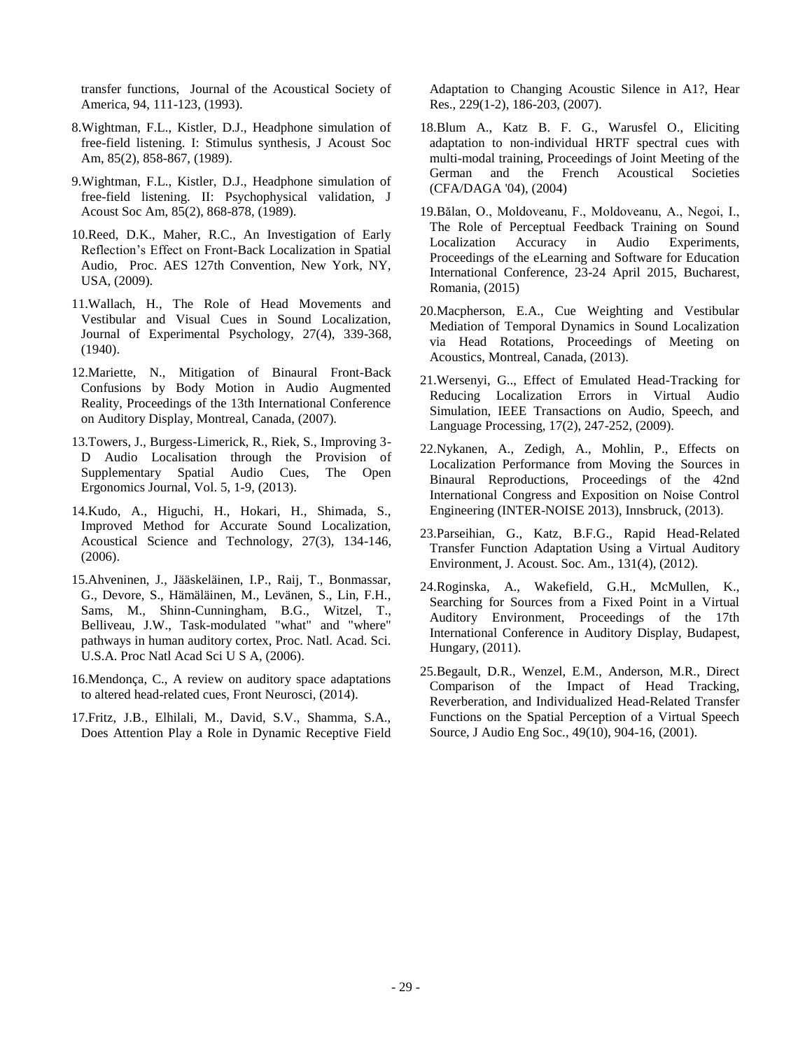transfer functions, Journal of the Acoustical Society of America, 94, 111-123, (1993).

8. Wightman, F.L., Kistler, D.J., Headphone simulation of free-field listening. I: Stimulus synthesis, J Acoust Soc Am, 85(2), 858-867, (1989).

9. Wightman, F.L., Kistler, D.J., Headphone simulation of free-field listening. II: Psychophysical validation, J Acoust Soc Am, 85(2), 868-878, (1989).

10. Reed, D.K., Maher, R.C., An Investigation of Early Reflection's Effect on Front-Back Localization in Spatial Audio, Proc. AES 127th Convention, New York, NY, USA, (2009).

11. Wallach, H., The Role of Head Movements and Vestibular and Visual Cues in Sound Localization, Journal of Experimental Psychology, 27(4), 339-368, (1940).

12. Mariette, N., Mitigation of Binaural Front-Back Confusions by Body Motion in Audio Augmented Reality, Proceedings of the 13th International Conference on Auditory Display, Montreal, Canada, (2007).

13. Towers, J., Burgess-Limerick, R., Riek, S., Improving 3-D Audio Localisation through the Provision of Supplementary Spatial Audio Cues, The Open Ergonomics Journal, Vol. 5, 1-9, (2013).

14. Kudo, A., Higuchi, H., Hokari, H., Shimada, S., Improved Method for Accurate Sound Localization, Acoustical Science and Technology, 27(3), 134-146, (2006).

15. Ahveninen, J., Jääskeläinen, I.P., Raij, T., Bonmassar, G., Devore, S., Hämäläinen, M., Levänen, S., Lin, F.H., Sams, M., Shinn-Cunningham, B.G., Witzel, T., Belliveau, J.W., Task-modulated "what" and "where" pathways in human auditory cortex, Proc. Natl. Acad. Sci. U.S.A. Proc Natl Acad Sci U S A, (2006).

16. Mendonça, C., A review on auditory space adaptations to altered head-related cues, Front Neurosci, (2014).

17. Fritz, J.B., Elhilali, M., David, S.V., Shamma, S.A., Does Attention Play a Role in Dynamic Receptive Field Adaptation to Changing Acoustic Silence in A1?, Hear Res., 229(1-2), 186-203, (2007).

18. Blum A., Katz B. F. G., Warusfel O., Eliciting adaptation to non-individual HRTF spectral cues with multi-modal training, Proceedings of Joint Meeting of the German and the French Acoustical Societies (CFA/DAGA '04), (2004)

19. Bălan, O., Moldoveanu, F., Moldoveanu, A., Negoi, I., The Role of Perceptual Feedback Training on Sound Localization Accuracy in Audio Experiments, Proceedings of the eLearning and Software for Education International Conference, 23-24 April 2015, Bucharest, Romania, (2015)

20. Macpherson, E.A., Cue Weighting and Vestibular Mediation of Temporal Dynamics in Sound Localization via Head Rotations, Proceedings of Meeting on Acoustics, Montreal, Canada, (2013).

21. Wersenyi, G.., Effect of Emulated Head-Tracking for Reducing Localization Errors in Virtual Audio Simulation, IEEE Transactions on Audio, Speech, and Language Processing, 17(2), 247-252, (2009).

22. Nykanen, A., Zedigh, A., Mohlin, P., Effects on Localization Performance from Moving the Sources in Binaural Reproductions, Proceedings of the 42nd International Congress and Exposition on Noise Control Engineering (INTER-NOISE 2013), Innsbruck, (2013).

23. Parseihian, G., Katz, B.F.G., Rapid Head-Related Transfer Function Adaptation Using a Virtual Auditory Environment, J. Acoust. Soc. Am., 131(4), (2012).

24. Roginska, A., Wakefield, G.H., McMullen, K., Searching for Sources from a Fixed Point in a Virtual Auditory Environment, Proceedings of the 17th International Conference in Auditory Display, Budapest, Hungary, (2011).

25. Begault, D.R., Wenzel, E.M., Anderson, M.R., Direct Comparison of the Impact of Head Tracking, Reverberation, and Individualized Head-Related Transfer Functions on the Spatial Perception of a Virtual Speech Source, J Audio Eng Soc., 49(10), 904-16, (2001).